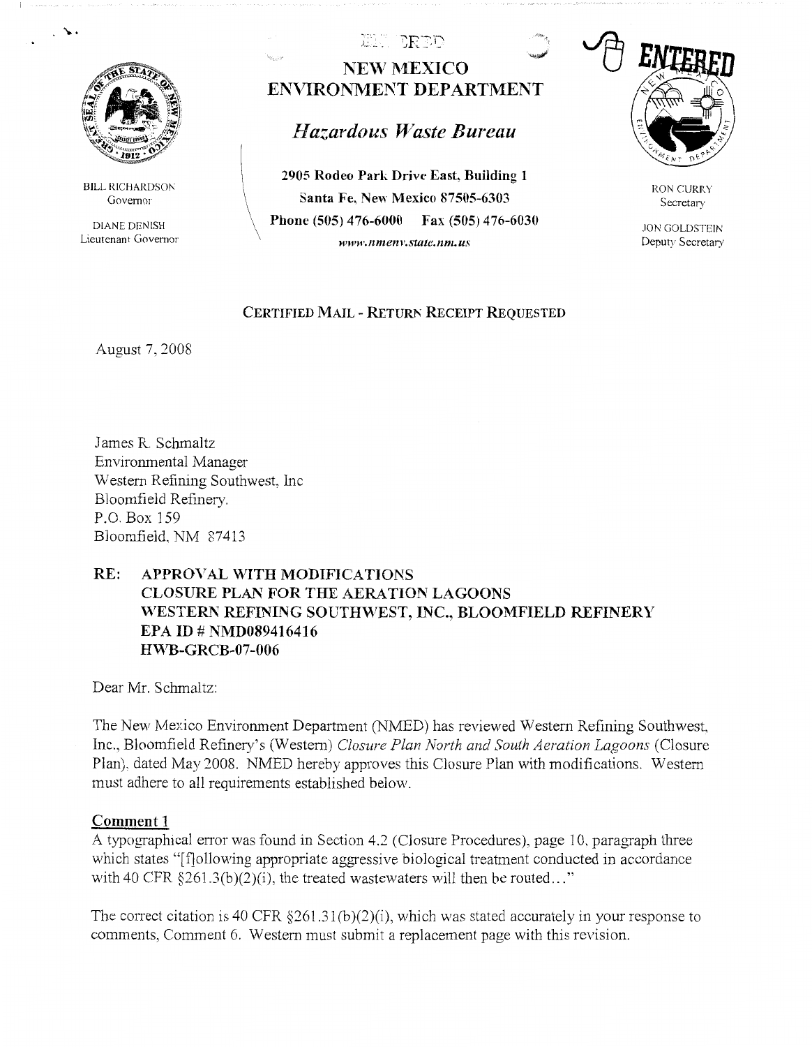BILL RICHARDSON
Governor

DIANE DENISH
Lieutenant Governor

# NEW MEXICO ENVIRONMENT DEPARTMENT

## *Hazardous Waste Bureau*

**2905 Rodeo Park Drive East, Building 1**
**Santa Fe, New Mexico 87505-6303**
**Phone (505) 476-6000 Fax (505) 476-6030**
***www.nmenv.state.nm.us***

ENTERED

RON CURRY
Secretary

JON GOLDSTEIN
Deputy Secretary

CERTIFIED MAIL - RETURN RECEIPT REQUESTED

August 7, 2008

James R. Schmaltz
Environmental Manager
Western Refining Southwest, Inc
Bloomfield Refinery.
P.O. Box 159
Bloomfield, NM 87413

**RE: APPROVAL WITH MODIFICATIONS**
**CLOSURE PLAN FOR THE AERATION LAGOONS**
**WESTERN REFINING SOUTHWEST, INC., BLOOMFIELD REFINERY**
**EPA ID # NMD089416416**
**HWB-GRCB-07-006**

Dear Mr. Schmaltz:

The New Mexico Environment Department (NMED) has reviewed Western Refining Southwest, Inc., Bloomfield Refinery's (Western) *Closure Plan North and South Aeration Lagoons* (Closure Plan), dated May 2008. NMED hereby approves this Closure Plan with modifications. Western must adhere to all requirements established below.

**Comment 1**

A typographical error was found in Section 4.2 (Closure Procedures), page 10, paragraph three which states "[f]ollowing appropriate aggressive biological treatment conducted in accordance with 40 CFR §261.3(b)(2)(i), the treated wastewaters will then be routed..."

The correct citation is 40 CFR §261.31(b)(2)(i), which was stated accurately in your response to comments, Comment 6. Western must submit a replacement page with this revision.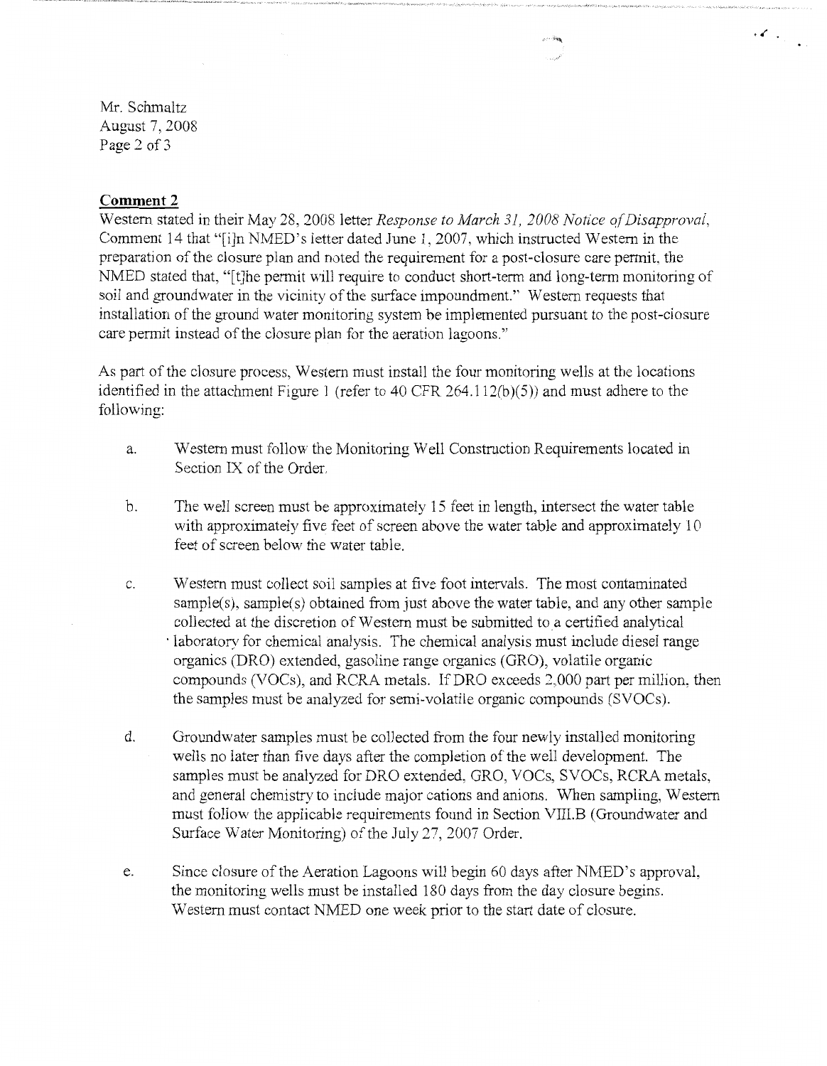Mr. Schmaltz
August 7, 2008

**Comment 2**

Western stated in their May 28, 2008 letter *Response to March 31, 2008 Notice of Disapproval*, Comment 14 that "[i]n NMED's letter dated June 1, 2007, which instructed Western in the preparation of the closure plan and noted the requirement for a post-closure care permit, the NMED stated that, "[t]he permit will require to conduct short-term and long-term monitoring of soil and groundwater in the vicinity of the surface impoundment." Western requests that installation of the ground water monitoring system be implemented pursuant to the post-closure care permit instead of the closure plan for the aeration lagoons."

As part of the closure process, Western must install the four monitoring wells at the locations identified in the attachment Figure 1 (refer to 40 CFR 264.112(b)(5)) and must adhere to the following:

a. Western must follow the Monitoring Well Construction Requirements located in Section IX of the Order.

b. The well screen must be approximately 15 feet in length, intersect the water table with approximately five feet of screen above the water table and approximately 10 feet of screen below the water table.

c. Western must collect soil samples at five foot intervals. The most contaminated sample(s), sample(s) obtained from just above the water table, and any other sample collected at the discretion of Western must be submitted to a certified analytical laboratory for chemical analysis. The chemical analysis must include diesel range organics (DRO) extended, gasoline range organics (GRO), volatile organic compounds (VOCs), and RCRA metals. If DRO exceeds 2,000 part per million, then the samples must be analyzed for semi-volatile organic compounds (SVOCs).

d. Groundwater samples must be collected from the four newly installed monitoring wells no later than five days after the completion of the well development. The samples must be analyzed for DRO extended, GRO, VOCs, SVOCs, RCRA metals, and general chemistry to include major cations and anions. When sampling, Western must follow the applicable requirements found in Section VIII.B (Groundwater and Surface Water Monitoring) of the July 27, 2007 Order.

e. Since closure of the Aeration Lagoons will begin 60 days after NMED's approval, the monitoring wells must be installed 180 days from the day closure begins. Western must contact NMED one week prior to the start date of closure.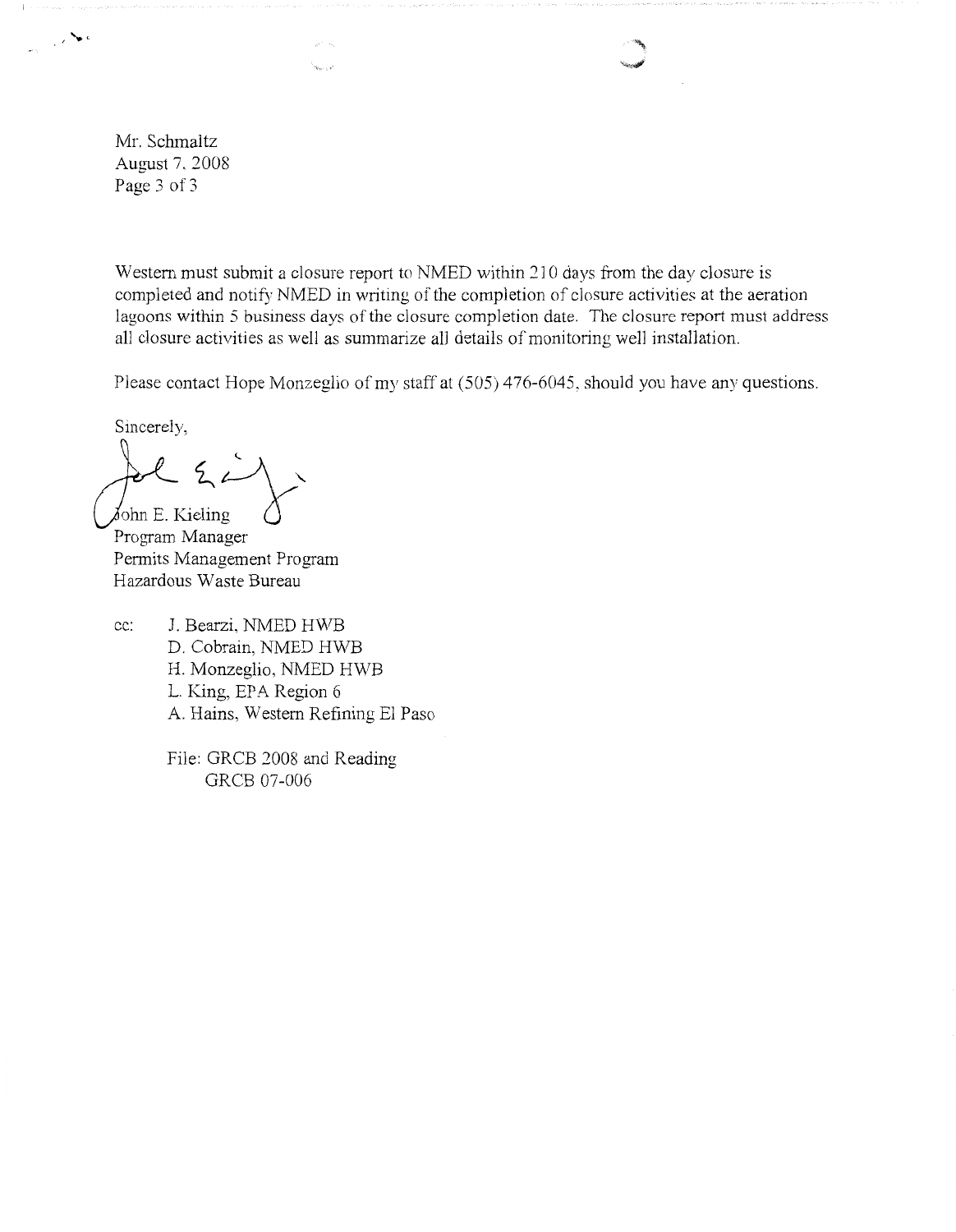Mr. Schmaltz
August 7, 2008
Page 3 of 3

Western must submit a closure report to NMED within 210 days from the day closure is completed and notify NMED in writing of the completion of closure activities at the aeration lagoons within 5 business days of the closure completion date. The closure report must address all closure activities as well as summarize all details of monitoring well installation.

Please contact Hope Monzeglio of my staff at (505) 476-6045, should you have any questions.

Sincerely,

John E. Kieling
Program Manager
Permits Management Program
Hazardous Waste Bureau

cc: J. Bearzi, NMED HWB
D. Cobrain, NMED HWB
H. Monzeglio, NMED HWB
L. King, EPA Region 6
A. Hains, Western Refining El Paso

File: GRCB 2008 and Reading
GRCB 07-006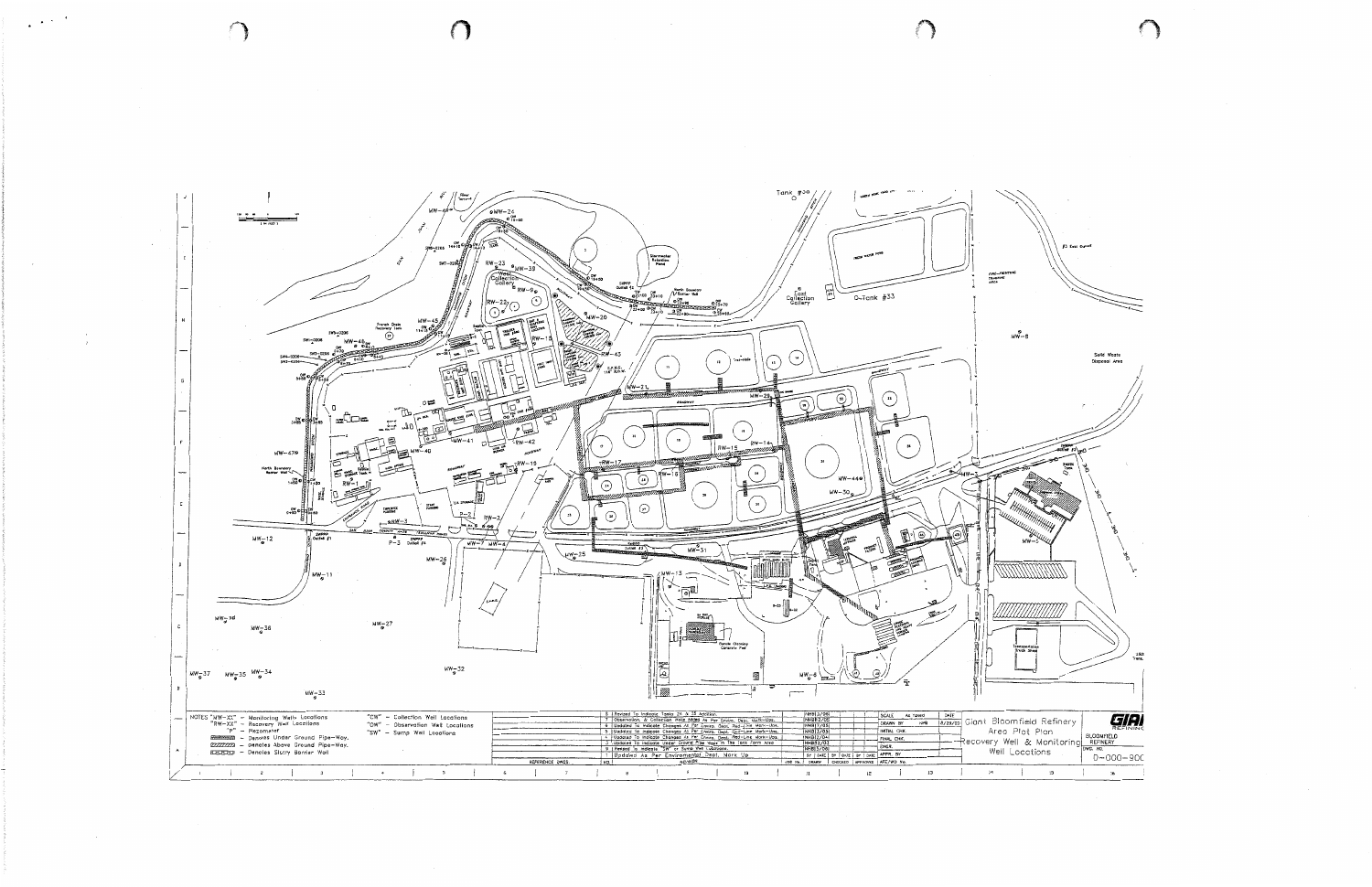NOTES "MW-XX" - Monitoring Well Locations
"RW-XX" - Recovery Well Locations
"P" - Piezometer
- Denotes Under Ground Pipe-Way.
- Denotes Above Ground Pipe-Way.
- Denotes Slurry Barrier Wall

"CW" - Collection Well Locations
"OW" - Observation Well Locations
"SW" - Sump Well Locations

| NO. | REVISION | | |
|---|---|---|---|
| 8 | Revised To Indicate Tanks 24 & 25 Addition. | | |
| 7 | Observation & Collection Wells Added As Per Enviro. Dept. Mark-Ups. | | |
| 6 | Updated To Indicate Changes As Per Enviro. Dept. Red-Line Mark-Ups. | | |
| 5 | Updated To Indicate Changes As Per Enviro. Dept. Red-Line Mark-Ups. | | |
| 4 | Updated To Indicate Changes As Per Enviro. Dept. Red-Line Mark-Ups. | | |
| 3 | Updated To Indicate Under Ground Pipe Ways In The Tank Farm Area | | |
| 2 | Revised To Indicate "SW" or Sump Well Locations. | | |
| 1 | Updated As Per Enviromental Dept. Mark Up | | |

REFERENCE DWGS

SCALE AS NOTED
DRAWN BY HPR DATE 6/29/00
INITIAL CHK.
FINAL CHK.
ENGR.
APPR. BY
AFE/WO No.

Giant Bloomfield Refinery
Area Plot Plan
Recovery Well & Monitoring Well Locations

GIANT REFINING
BLOOMFIELD REFINERY
DWG. NO.
D-000-900